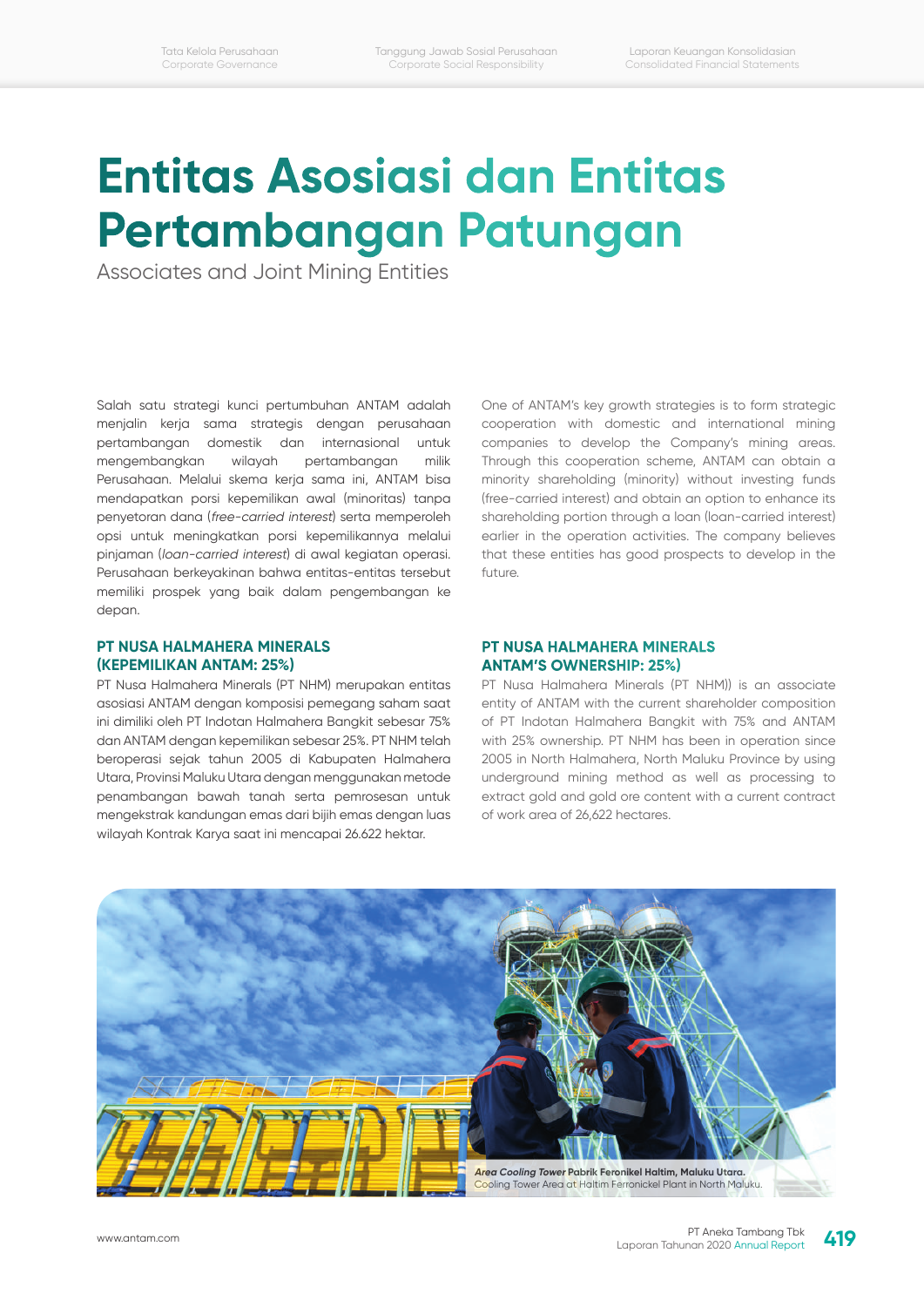# Entitas Asosiasi dan Entitas Pertambangan Patungan

Associates and Joint Mining Entities

Salah satu strategi kunci pertumbuhan ANTAM adalah menjalin kerja sama strategis dengan perusahaan pertambangan domestik dan internasional untuk mengembangkan wilayah pertambangan milik Perusahaan. Melalui skema kerja sama ini, ANTAM bisa mendapatkan porsi kepemilikan awal (minoritas) tanpa penyetoran dana (*free-carried interest*) serta memperoleh opsi untuk meningkatkan porsi kepemilikannya melalui pinjaman (*loan-carried interest*) di awal kegiatan operasi. Perusahaan berkeyakinan bahwa entitas-entitas tersebut memiliki prospek yang baik dalam pengembangan ke depan.

One of ANTAM's key growth strategies is to form strategic cooperation with domestic and international mining companies to develop the Company's mining areas. Through this cooperation scheme, ANTAM can obtain a minority shareholding (minority) without investing funds (free-carried interest) and obtain an option to enhance its shareholding portion through a loan (loan-carried interest) earlier in the operation activities. The company believes that these entities has good prospects to develop in the future.

### PT NUSA HALMAHERA MINERALS (KEPEMILIKAN ANTAM: 25%)

PT Nusa Halmahera Minerals (PT NHM) merupakan entitas asosiasi ANTAM dengan komposisi pemegang saham saat ini dimiliki oleh PT Indotan Halmahera Bangkit sebesar 75% dan ANTAM dengan kepemilikan sebesar 25%. PT NHM telah beroperasi sejak tahun 2005 di Kabupaten Halmahera Utara, Provinsi Maluku Utara dengan menggunakan metode penambangan bawah tanah serta pemrosesan untuk mengekstrak kandungan emas dari bijih emas dengan luas wilayah Kontrak Karya saat ini mencapai 26.622 hektar.

### PT NUSA HALMAHERA MINERALS ANTAM'S OWNERSHIP: 25%)

PT Nusa Halmahera Minerals (PT NHM)) is an associate entity of ANTAM with the current shareholder composition of PT Indotan Halmahera Bangkit with 75% and ANTAM with 25% ownership. PT NHM has been in operation since 2005 in North Halmahera, North Maluku Province by using underground mining method as well as processing to extract gold and gold ore content with a current contract of work area of 26,622 hectares.

***Area Cooling Tower*** **Pabrik Feronikel Haltim, Maluku Utara.**
Cooling Tower Area at Haltim Ferronickel Plant in North Maluku.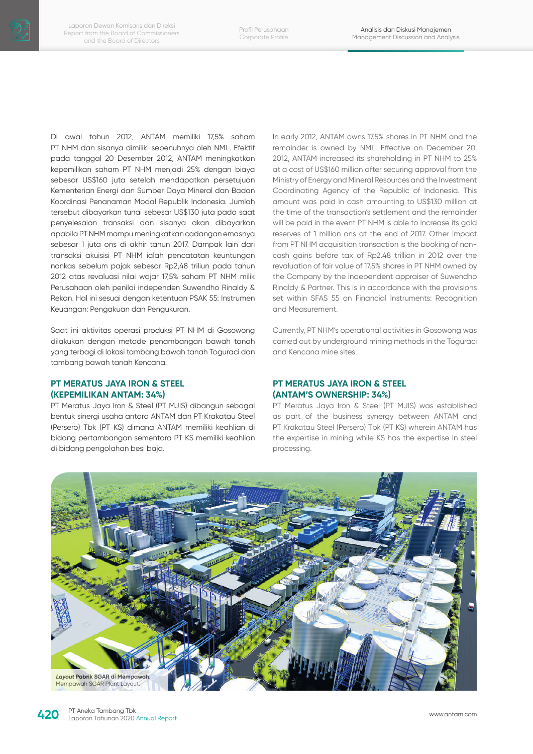Di awal tahun 2012, ANTAM memiliki 17,5% saham PT NHM dan sisanya dimiliki sepenuhnya oleh NML. Efektif pada tanggal 20 Desember 2012, ANTAM meningkatkan kepemilikan saham PT NHM menjadi 25% dengan biaya sebesar US$160 juta setelah mendapatkan persetujuan Kementerian Energi dan Sumber Daya Mineral dan Badan Koordinasi Penanaman Modal Republik Indonesia. Jumlah tersebut dibayarkan tunai sebesar US$130 juta pada saat penyelesaian transaksi dan sisanya akan dibayarkan apabila PT NHM mampu meningkatkan cadangan emasnya sebesar 1 juta ons di akhir tahun 2017. Dampak lain dari transaksi akuisisi PT NHM ialah pencatatan keuntungan nonkas sebelum pajak sebesar Rp2,48 triliun pada tahun 2012 atas revaluasi nilai wajar 17,5% saham PT NHM milik Perusahaan oleh penilai independen Suwendho Rinaldy & Rekan. Hal ini sesuai dengan ketentuan PSAK 55: Instrumen Keuangan: Pengakuan dan Pengukuran.

Saat ini aktivitas operasi produksi PT NHM di Gosowong dilakukan dengan metode penambangan bawah tanah yang terbagi di lokasi tambang bawah tanah Toguraci dan tambang bawah tanah Kencana.

## PT MERATUS JAYA IRON & STEEL (KEPEMILIKAN ANTAM: 34%)

PT Meratus Jaya Iron & Steel (PT MJIS) dibangun sebagai bentuk sinergi usaha antara ANTAM dan PT Krakatau Steel (Persero) Tbk (PT KS) dimana ANTAM memiliki keahlian di bidang pertambangan sementara PT KS memiliki keahlian di bidang pengolahan besi baja.

In early 2012, ANTAM owns 17.5% shares in PT NHM and the remainder is owned by NML. Effective on December 20, 2012, ANTAM increased its shareholding in PT NHM to 25% at a cost of US$160 million after securing approval from the Ministry of Energy and Mineral Resources and the Investment Coordinating Agency of the Republic of Indonesia. This amount was paid in cash amounting to US$130 million at the time of the transaction's settlement and the remainder will be paid in the event PT NHM is able to increase its gold reserves of 1 million ons at the end of 2017. Other impact from PT NHM acquisition transaction is the booking of non-cash gains before tax of Rp2.48 trillion in 2012 over the revaluation of fair value of 17.5% shares in PT NHM owned by the Company by the independent appraiser of Suwendho Rinaldy & Partner. This is in accordance with the provisions set within SFAS 55 on Financial Instruments: Recognition and Measurement.

Currently, PT NHM's operational activities in Gosowong was carried out by underground mining methods in the Toguraci and Kencana mine sites.

## PT MERATUS JAYA IRON & STEEL (ANTAM'S OWNERSHIP: 34%)

PT Meratus Jaya Iron & Steel (PT MJIS) was established as part of the business synergy between ANTAM and PT Krakatau Steel (Persero) Tbk (PT KS) wherein ANTAM has the expertise in mining while KS has the expertise in steel processing.

***Layout* Pabrik SGAR di Mempawah.**
Mempawah SGAR Plant Layout.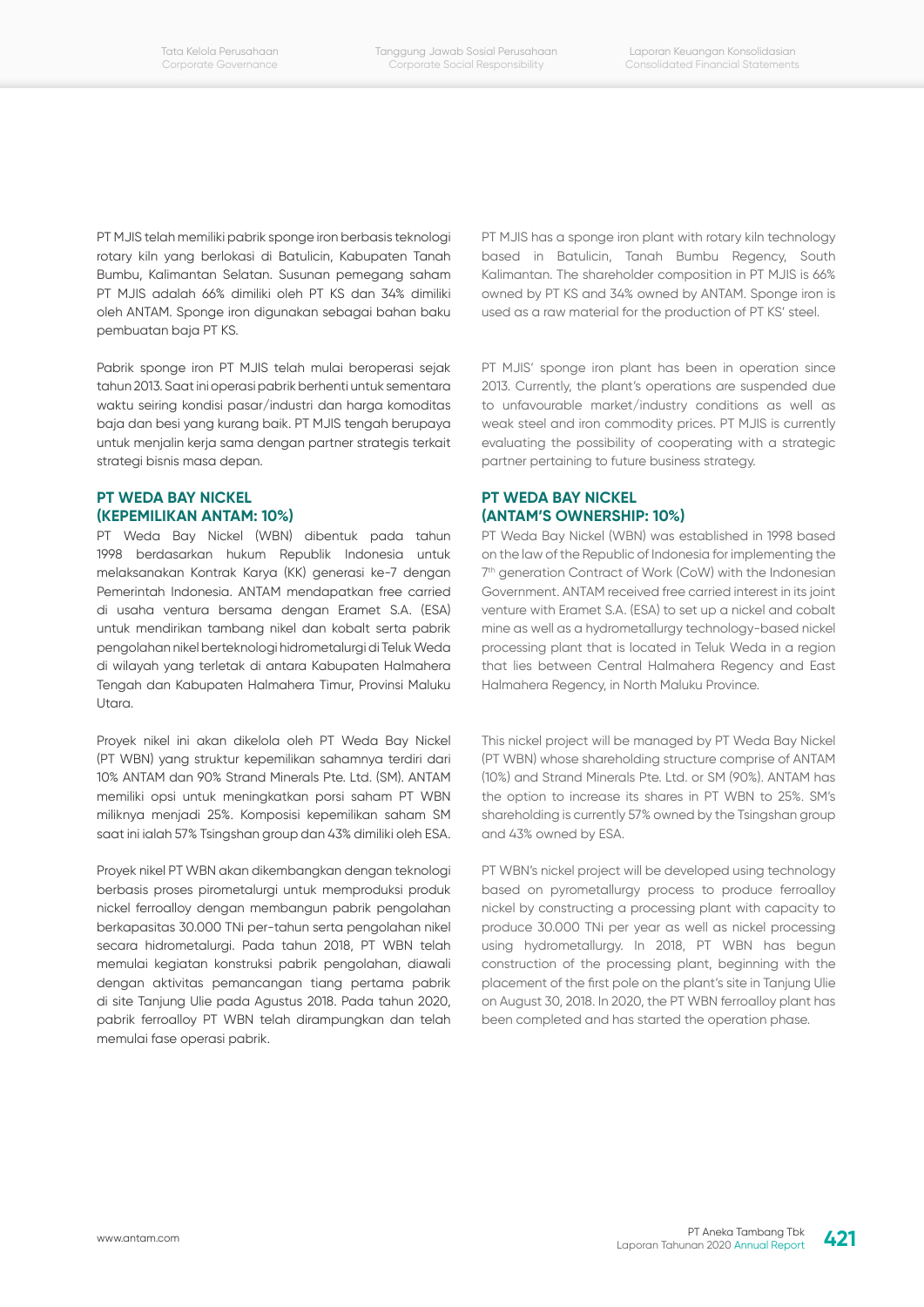PT MJIS telah memiliki pabrik sponge iron berbasis teknologi rotary kiln yang berlokasi di Batulicin, Kabupaten Tanah Bumbu, Kalimantan Selatan. Susunan pemegang saham PT MJIS adalah 66% dimiliki oleh PT KS dan 34% dimiliki oleh ANTAM. Sponge iron digunakan sebagai bahan baku pembuatan baja PT KS.

Pabrik sponge iron PT MJIS telah mulai beroperasi sejak tahun 2013. Saat ini operasi pabrik berhenti untuk sementara waktu seiring kondisi pasar/industri dan harga komoditas baja dan besi yang kurang baik. PT MJIS tengah berupaya untuk menjalin kerja sama dengan partner strategis terkait strategi bisnis masa depan.

## PT WEDA BAY NICKEL (KEPEMILIKAN ANTAM: 10%)

PT Weda Bay Nickel (WBN) dibentuk pada tahun 1998 berdasarkan hukum Republik Indonesia untuk melaksanakan Kontrak Karya (KK) generasi ke-7 dengan Pemerintah Indonesia. ANTAM mendapatkan free carried di usaha ventura bersama dengan Eramet S.A. (ESA) untuk mendirikan tambang nikel dan kobalt serta pabrik pengolahan nikel berteknologi hidrometalurgi di Teluk Weda di wilayah yang terletak di antara Kabupaten Halmahera Tengah dan Kabupaten Halmahera Timur, Provinsi Maluku Utara.

Proyek nikel ini akan dikelola oleh PT Weda Bay Nickel (PT WBN) yang struktur kepemilikan sahamnya terdiri dari 10% ANTAM dan 90% Strand Minerals Pte. Ltd. (SM). ANTAM memiliki opsi untuk meningkatkan porsi saham PT WBN miliknya menjadi 25%. Komposisi kepemilikan saham SM saat ini ialah 57% Tsingshan group dan 43% dimiliki oleh ESA.

Proyek nikel PT WBN akan dikembangkan dengan teknologi berbasis proses pirometalurgi untuk memproduksi produk nickel ferroalloy dengan membangun pabrik pengolahan berkapasitas 30.000 TNi per-tahun serta pengolahan nikel secara hidrometalurgi. Pada tahun 2018, PT WBN telah memulai kegiatan konstruksi pabrik pengolahan, diawali dengan aktivitas pemancangan tiang pertama pabrik di site Tanjung Ulie pada Agustus 2018. Pada tahun 2020, pabrik ferroalloy PT WBN telah dirampungkan dan telah memulai fase operasi pabrik.

PT MJIS has a sponge iron plant with rotary kiln technology based in Batulicin, Tanah Bumbu Regency, South Kalimantan. The shareholder composition in PT MJIS is 66% owned by PT KS and 34% owned by ANTAM. Sponge iron is used as a raw material for the production of PT KS' steel.

PT MJIS' sponge iron plant has been in operation since 2013. Currently, the plant's operations are suspended due to unfavourable market/industry conditions as well as weak steel and iron commodity prices. PT MJIS is currently evaluating the possibility of cooperating with a strategic partner pertaining to future business strategy.

## PT WEDA BAY NICKEL (ANTAM'S OWNERSHIP: 10%)

PT Weda Bay Nickel (WBN) was established in 1998 based on the law of the Republic of Indonesia for implementing the 7th generation Contract of Work (CoW) with the Indonesian Government. ANTAM received free carried interest in its joint venture with Eramet S.A. (ESA) to set up a nickel and cobalt mine as well as a hydrometallurgy technology-based nickel processing plant that is located in Teluk Weda in a region that lies between Central Halmahera Regency and East Halmahera Regency, in North Maluku Province.

This nickel project will be managed by PT Weda Bay Nickel (PT WBN) whose shareholding structure comprise of ANTAM (10%) and Strand Minerals Pte. Ltd. or SM (90%). ANTAM has the option to increase its shares in PT WBN to 25%. SM's shareholding is currently 57% owned by the Tsingshan group and 43% owned by ESA.

PT WBN's nickel project will be developed using technology based on pyrometallurgy process to produce ferroalloy nickel by constructing a processing plant with capacity to produce 30.000 TNi per year as well as nickel processing using hydrometallurgy. In 2018, PT WBN has begun construction of the processing plant, beginning with the placement of the first pole on the plant's site in Tanjung Ulie on August 30, 2018. In 2020, the PT WBN ferroalloy plant has been completed and has started the operation phase.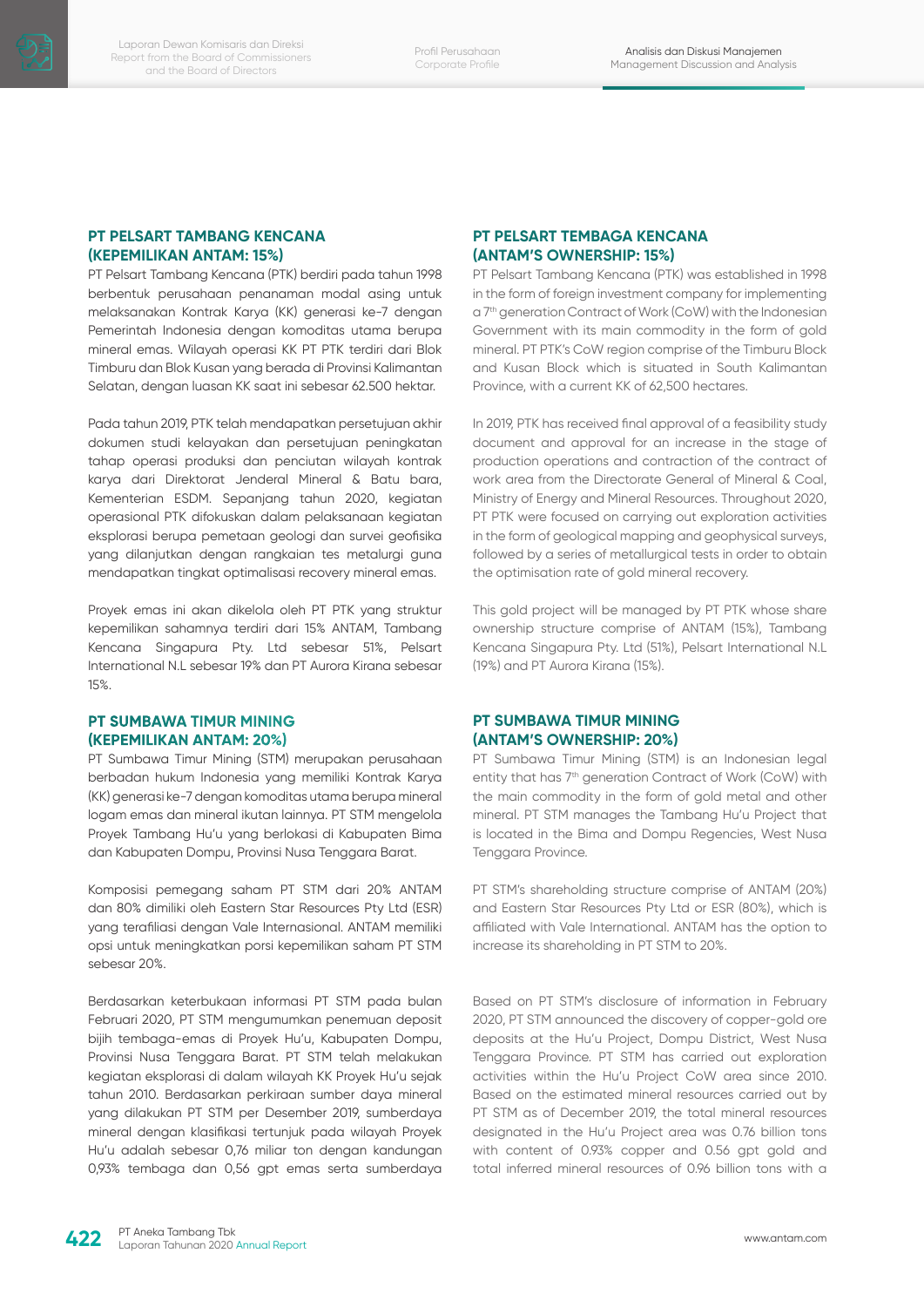## PT PELSART TAMBANG KENCANA (KEPEMILIKAN ANTAM: 15%)

PT Pelsart Tambang Kencana (PTK) berdiri pada tahun 1998 berbentuk perusahaan penanaman modal asing untuk melaksanakan Kontrak Karya (KK) generasi ke-7 dengan Pemerintah Indonesia dengan komoditas utama berupa mineral emas. Wilayah operasi KK PT PTK terdiri dari Blok Timburu dan Blok Kusan yang berada di Provinsi Kalimantan Selatan, dengan luasan KK saat ini sebesar 62.500 hektar.

Pada tahun 2019, PTK telah mendapatkan persetujuan akhir dokumen studi kelayakan dan persetujuan peningkatan tahap operasi produksi dan penciutan wilayah kontrak karya dari Direktorat Jenderal Mineral & Batu bara, Kementerian ESDM. Sepanjang tahun 2020, kegiatan operasional PTK difokuskan dalam pelaksanaan kegiatan eksplorasi berupa pemetaan geologi dan survei geofisika yang dilanjutkan dengan rangkaian tes metalurgi guna mendapatkan tingkat optimalisasi recovery mineral emas.

Proyek emas ini akan dikelola oleh PT PTK yang struktur kepemilikan sahamnya terdiri dari 15% ANTAM, Tambang Kencana Singapura Pty. Ltd sebesar 51%, Pelsart International N.L sebesar 19% dan PT Aurora Kirana sebesar 15%.

## PT SUMBAWA TIMUR MINING (KEPEMILIKAN ANTAM: 20%)

PT Sumbawa Timur Mining (STM) merupakan perusahaan berbadan hukum Indonesia yang memiliki Kontrak Karya (KK) generasi ke-7 dengan komoditas utama berupa mineral logam emas dan mineral ikutan lainnya. PT STM mengelola Proyek Tambang Hu'u yang berlokasi di Kabupaten Bima dan Kabupaten Dompu, Provinsi Nusa Tenggara Barat.

Komposisi pemegang saham PT STM dari 20% ANTAM dan 80% dimiliki oleh Eastern Star Resources Pty Ltd (ESR) yang terafiliasi dengan Vale Internasional. ANTAM memiliki opsi untuk meningkatkan porsi kepemilikan saham PT STM sebesar 20%.

Berdasarkan keterbukaan informasi PT STM pada bulan Februari 2020, PT STM mengumumkan penemuan deposit bijih tembaga-emas di Proyek Hu'u, Kabupaten Dompu, Provinsi Nusa Tenggara Barat. PT STM telah melakukan kegiatan eksplorasi di dalam wilayah KK Proyek Hu'u sejak tahun 2010. Berdasarkan perkiraan sumber daya mineral yang dilakukan PT STM per Desember 2019, sumberdaya mineral dengan klasifikasi tertunjuk pada wilayah Proyek Hu'u adalah sebesar 0,76 miliar ton dengan kandungan 0,93% tembaga dan 0,56 gpt emas serta sumberdaya

## PT PELSART TEMBAGA KENCANA (ANTAM'S OWNERSHIP: 15%)

PT Pelsart Tambang Kencana (PTK) was established in 1998 in the form of foreign investment company for implementing a 7th generation Contract of Work (CoW) with the Indonesian Government with its main commodity in the form of gold mineral. PT PTK's CoW region comprise of the Timburu Block and Kusan Block which is situated in South Kalimantan Province, with a current KK of 62,500 hectares.

In 2019, PTK has received final approval of a feasibility study document and approval for an increase in the stage of production operations and contraction of the contract of work area from the Directorate General of Mineral & Coal, Ministry of Energy and Mineral Resources. Throughout 2020, PT PTK were focused on carrying out exploration activities in the form of geological mapping and geophysical surveys, followed by a series of metallurgical tests in order to obtain the optimisation rate of gold mineral recovery.

This gold project will be managed by PT PTK whose share ownership structure comprise of ANTAM (15%), Tambang Kencana Singapura Pty. Ltd (51%), Pelsart International N.L (19%) and PT Aurora Kirana (15%).

## PT SUMBAWA TIMUR MINING (ANTAM'S OWNERSHIP: 20%)

PT Sumbawa Timur Mining (STM) is an Indonesian legal entity that has 7th generation Contract of Work (CoW) with the main commodity in the form of gold metal and other mineral. PT STM manages the Tambang Hu'u Project that is located in the Bima and Dompu Regencies, West Nusa Tenggara Province.

PT STM's shareholding structure comprise of ANTAM (20%) and Eastern Star Resources Pty Ltd or ESR (80%), which is affiliated with Vale International. ANTAM has the option to increase its shareholding in PT STM to 20%.

Based on PT STM's disclosure of information in February 2020, PT STM announced the discovery of copper-gold ore deposits at the Hu'u Project, Dompu District, West Nusa Tenggara Province. PT STM has carried out exploration activities within the Hu'u Project CoW area since 2010. Based on the estimated mineral resources carried out by PT STM as of December 2019, the total mineral resources designated in the Hu'u Project area was 0.76 billion tons with content of 0.93% copper and 0.56 gpt gold and total inferred mineral resources of 0.96 billion tons with a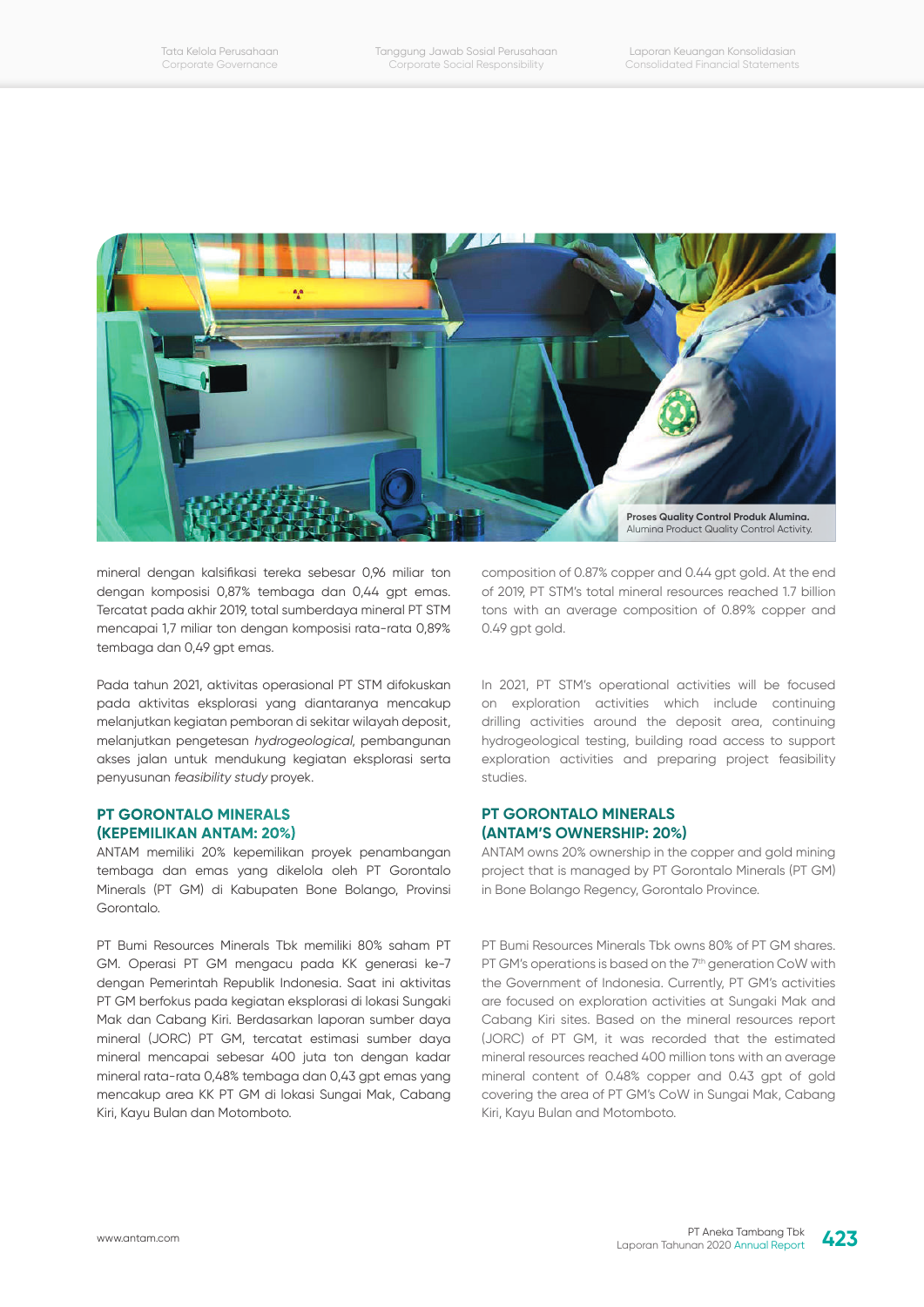Proses Quality Control Produk Alumina.
Alumina Product Quality Control Activity.

mineral dengan kalsifikasi tereka sebesar 0,96 miliar ton dengan komposisi 0,87% tembaga dan 0,44 gpt emas. Tercatat pada akhir 2019, total sumberdaya mineral PT STM mencapai 1,7 miliar ton dengan komposisi rata-rata 0,89% tembaga dan 0,49 gpt emas.

Pada tahun 2021, aktivitas operasional PT STM difokuskan pada aktivitas eksplorasi yang diantaranya mencakup melanjutkan kegiatan pemboran di sekitar wilayah deposit, melanjutkan pengetesan *hydrogeological*, pembangunan akses jalan untuk mendukung kegiatan eksplorasi serta penyusunan *feasibility study* proyek.

### PT GORONTALO MINERALS (KEPEMILIKAN ANTAM: 20%)

ANTAM memiliki 20% kepemilikan proyek penambangan tembaga dan emas yang dikelola oleh PT Gorontalo Minerals (PT GM) di Kabupaten Bone Bolango, Provinsi Gorontalo.

PT Bumi Resources Minerals Tbk memiliki 80% saham PT GM. Operasi PT GM mengacu pada KK generasi ke-7 dengan Pemerintah Republik Indonesia. Saat ini aktivitas PT GM berfokus pada kegiatan eksplorasi di lokasi Sungaki Mak dan Cabang Kiri. Berdasarkan laporan sumber daya mineral (JORC) PT GM, tercatat estimasi sumber daya mineral mencapai sebesar 400 juta ton dengan kadar mineral rata-rata 0,48% tembaga dan 0,43 gpt emas yang mencakup area KK PT GM di lokasi Sungai Mak, Cabang Kiri, Kayu Bulan dan Motomboto.

composition of 0.87% copper and 0.44 gpt gold. At the end of 2019, PT STM's total mineral resources reached 1.7 billion tons with an average composition of 0.89% copper and 0.49 gpt gold.

In 2021, PT STM's operational activities will be focused on exploration activities which include continuing drilling activities around the deposit area, continuing hydrogeological testing, building road access to support exploration activities and preparing project feasibility studies.

### PT GORONTALO MINERALS (ANTAM'S OWNERSHIP: 20%)

ANTAM owns 20% ownership in the copper and gold mining project that is managed by PT Gorontalo Minerals (PT GM) in Bone Bolango Regency, Gorontalo Province.

PT Bumi Resources Minerals Tbk owns 80% of PT GM shares. PT GM's operations is based on the 7th generation CoW with the Government of Indonesia. Currently, PT GM's activities are focused on exploration activities at Sungaki Mak and Cabang Kiri sites. Based on the mineral resources report (JORC) of PT GM, it was recorded that the estimated mineral resources reached 400 million tons with an average mineral content of 0.48% copper and 0.43 gpt of gold covering the area of PT GM's CoW in Sungai Mak, Cabang Kiri, Kayu Bulan and Motomboto.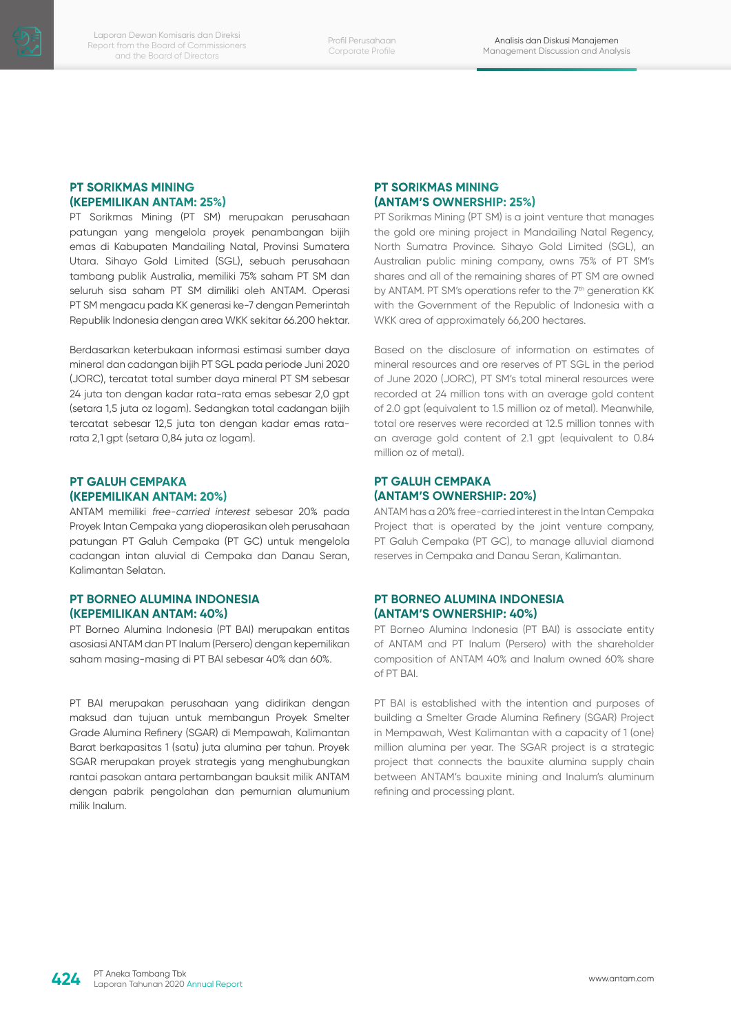### PT SORIKMAS MINING (KEPEMILIKAN ANTAM: 25%)

PT Sorikmas Mining (PT SM) merupakan perusahaan patungan yang mengelola proyek penambangan bijih emas di Kabupaten Mandailing Natal, Provinsi Sumatera Utara. Sihayo Gold Limited (SGL), sebuah perusahaan tambang publik Australia, memiliki 75% saham PT SM dan seluruh sisa saham PT SM dimiliki oleh ANTAM. Operasi PT SM mengacu pada KK generasi ke-7 dengan Pemerintah Republik Indonesia dengan area WKK sekitar 66.200 hektar.

Berdasarkan keterbukaan informasi estimasi sumber daya mineral dan cadangan bijih PT SGL pada periode Juni 2020 (JORC), tercatat total sumber daya mineral PT SM sebesar 24 juta ton dengan kadar rata-rata emas sebesar 2,0 gpt (setara 1,5 juta oz logam). Sedangkan total cadangan bijih tercatat sebesar 12,5 juta ton dengan kadar emas rata-rata 2,1 gpt (setara 0,84 juta oz logam).

### PT GALUH CEMPAKA (KEPEMILIKAN ANTAM: 20%)

ANTAM memiliki *free-carried interest* sebesar 20% pada Proyek Intan Cempaka yang dioperasikan oleh perusahaan patungan PT Galuh Cempaka (PT GC) untuk mengelola cadangan intan aluvial di Cempaka dan Danau Seran, Kalimantan Selatan.

### PT BORNEO ALUMINA INDONESIA (KEPEMILIKAN ANTAM: 40%)

PT Borneo Alumina Indonesia (PT BAI) merupakan entitas asosiasi ANTAM dan PT Inalum (Persero) dengan kepemilikan saham masing-masing di PT BAI sebesar 40% dan 60%.

PT BAI merupakan perusahaan yang didirikan dengan maksud dan tujuan untuk membangun Proyek Smelter Grade Alumina Refinery (SGAR) di Mempawah, Kalimantan Barat berkapasitas 1 (satu) juta alumina per tahun. Proyek SGAR merupakan proyek strategis yang menghubungkan rantai pasokan antara pertambangan bauksit milik ANTAM dengan pabrik pengolahan dan pemurnian alumunium milik Inalum.

### PT SORIKMAS MINING (ANTAM'S OWNERSHIP: 25%)

PT Sorikmas Mining (PT SM) is a joint venture that manages the gold ore mining project in Mandailing Natal Regency, North Sumatra Province. Sihayo Gold Limited (SGL), an Australian public mining company, owns 75% of PT SM's shares and all of the remaining shares of PT SM are owned by ANTAM. PT SM's operations refer to the 7th generation KK with the Government of the Republic of Indonesia with a WKK area of approximately 66,200 hectares.

Based on the disclosure of information on estimates of mineral resources and ore reserves of PT SGL in the period of June 2020 (JORC), PT SM's total mineral resources were recorded at 24 million tons with an average gold content of 2.0 gpt (equivalent to 1.5 million oz of metal). Meanwhile, total ore reserves were recorded at 12.5 million tonnes with an average gold content of 2.1 gpt (equivalent to 0.84 million oz of metal).

### PT GALUH CEMPAKA (ANTAM'S OWNERSHIP: 20%)

ANTAM has a 20% free-carried interest in the Intan Cempaka Project that is operated by the joint venture company, PT Galuh Cempaka (PT GC), to manage alluvial diamond reserves in Cempaka and Danau Seran, Kalimantan.

### PT BORNEO ALUMINA INDONESIA (ANTAM'S OWNERSHIP: 40%)

PT Borneo Alumina Indonesia (PT BAI) is associate entity of ANTAM and PT Inalum (Persero) with the shareholder composition of ANTAM 40% and Inalum owned 60% share of PT BAI.

PT BAI is established with the intention and purposes of building a Smelter Grade Alumina Refinery (SGAR) Project in Mempawah, West Kalimantan with a capacity of 1 (one) million alumina per year. The SGAR project is a strategic project that connects the bauxite alumina supply chain between ANTAM's bauxite mining and Inalum's aluminum refining and processing plant.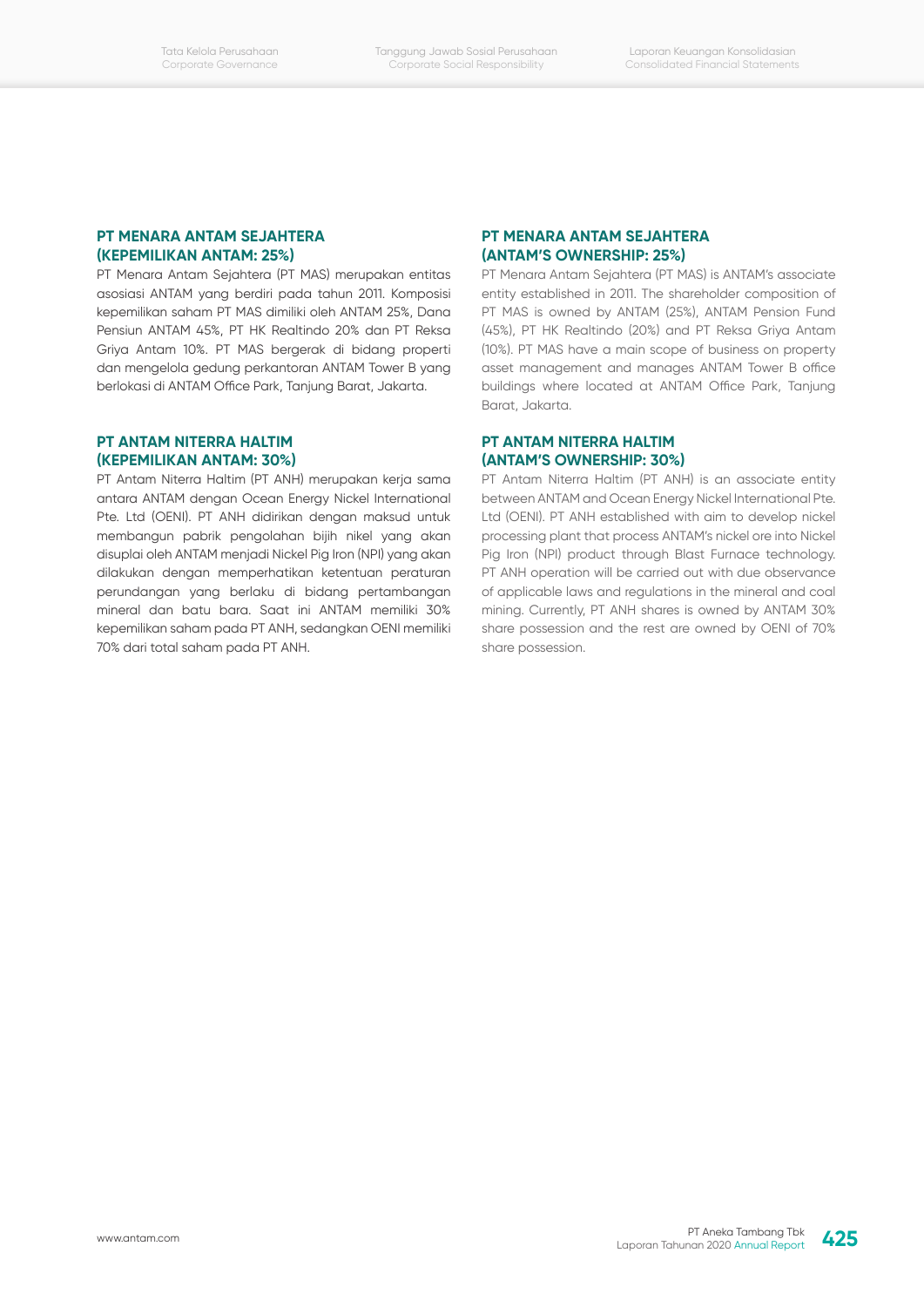### PT MENARA ANTAM SEJAHTERA (KEPEMILIKAN ANTAM: 25%)

PT Menara Antam Sejahtera (PT MAS) merupakan entitas asosiasi ANTAM yang berdiri pada tahun 2011. Komposisi kepemilikan saham PT MAS dimiliki oleh ANTAM 25%, Dana Pensiun ANTAM 45%, PT HK Realtindo 20% dan PT Reksa Griya Antam 10%. PT MAS bergerak di bidang properti dan mengelola gedung perkantoran ANTAM Tower B yang berlokasi di ANTAM Office Park, Tanjung Barat, Jakarta.

### PT ANTAM NITERRA HALTIM (KEPEMILIKAN ANTAM: 30%)

PT Antam Niterra Haltim (PT ANH) merupakan kerja sama antara ANTAM dengan Ocean Energy Nickel International Pte. Ltd (OENI). PT ANH didirikan dengan maksud untuk membangun pabrik pengolahan bijih nikel yang akan disuplai oleh ANTAM menjadi Nickel Pig Iron (NPI) yang akan dilakukan dengan memperhatikan ketentuan peraturan perundangan yang berlaku di bidang pertambangan mineral dan batu bara. Saat ini ANTAM memiliki 30% kepemilikan saham pada PT ANH, sedangkan OENI memiliki 70% dari total saham pada PT ANH.

### PT MENARA ANTAM SEJAHTERA (ANTAM'S OWNERSHIP: 25%)

PT Menara Antam Sejahtera (PT MAS) is ANTAM's associate entity established in 2011. The shareholder composition of PT MAS is owned by ANTAM (25%), ANTAM Pension Fund (45%), PT HK Realtindo (20%) and PT Reksa Griya Antam (10%). PT MAS have a main scope of business on property asset management and manages ANTAM Tower B office buildings where located at ANTAM Office Park, Tanjung Barat, Jakarta.

### PT ANTAM NITERRA HALTIM (ANTAM'S OWNERSHIP: 30%)

PT Antam Niterra Haltim (PT ANH) is an associate entity between ANTAM and Ocean Energy Nickel International Pte. Ltd (OENI). PT ANH established with aim to develop nickel processing plant that process ANTAM's nickel ore into Nickel Pig Iron (NPI) product through Blast Furnace technology. PT ANH operation will be carried out with due observance of applicable laws and regulations in the mineral and coal mining. Currently, PT ANH shares is owned by ANTAM 30% share possession and the rest are owned by OENI of 70% share possession.